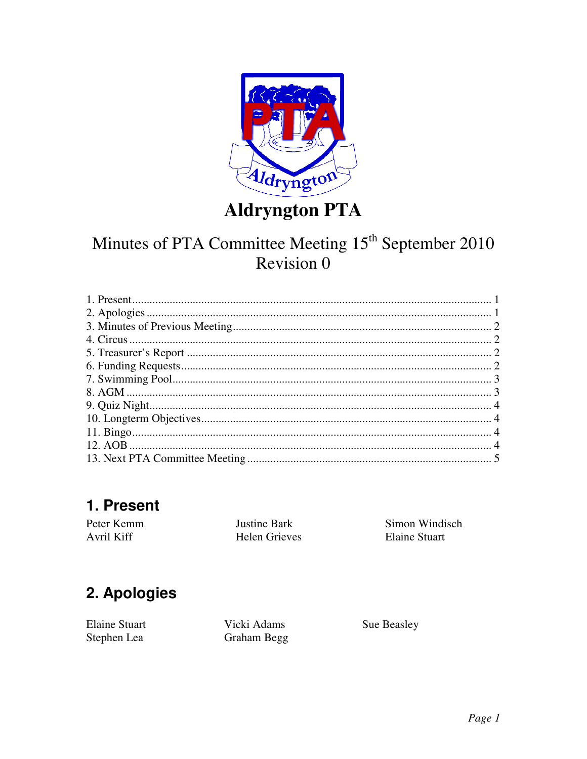# Aldryngton PTA

## Minutes of PTA Committee Meeting 15th September 2010
## Revision 0

1. Present ............................................................................................................................ 1
2. Apologies ....................................................................................................................... 1
3. Minutes of Previous Meeting ......................................................................................... 2
4. Circus ............................................................................................................................. 2
5. Treasurer's Report ......................................................................................................... 2
6. Funding Requests ........................................................................................................... 2
7. Swimming Pool .............................................................................................................. 3
8. AGM ............................................................................................................................... 3
9. Quiz Night ...................................................................................................................... 4
10. Longterm Objectives .................................................................................................... 4
11. Bingo ............................................................................................................................ 4
12. AOB ............................................................................................................................. 4
13. Next PTA Committee Meeting .................................................................................... 5

## 1. Present

Peter Kemm
Justine Bark
Simon Windisch
Avril Kiff
Helen Grieves
Elaine Stuart

## 2. Apologies

Elaine Stuart
Vicki Adams
Sue Beasley
Stephen Lea
Graham Begg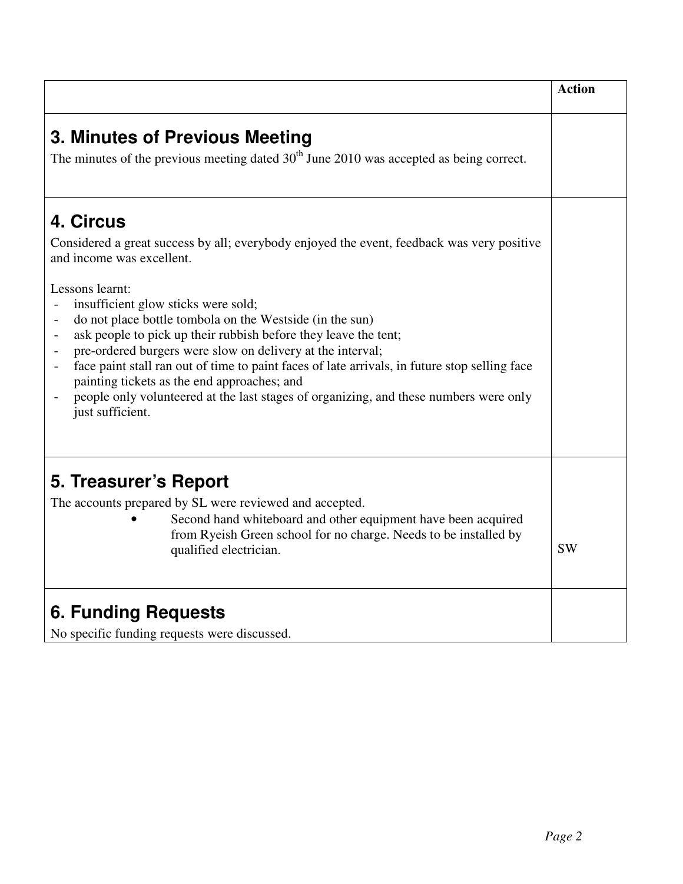| | Action |
|---|---|
| **3. Minutes of Previous Meeting**<br>The minutes of the previous meeting dated 30th June 2010 was accepted as being correct. | |
| **4. Circus**<br>Considered a great success by all; everybody enjoyed the event, feedback was very positive and income was excellent.<br><br>Lessons learnt:<br>- insufficient glow sticks were sold;<br>- do not place bottle tombola on the Westside (in the sun)<br>- ask people to pick up their rubbish before they leave the tent;<br>- pre-ordered burgers were slow on delivery at the interval;<br>- face paint stall ran out of time to paint faces of late arrivals, in future stop selling face painting tickets as the end approaches; and<br>- people only volunteered at the last stages of organizing, and these numbers were only just sufficient. | |
| **5. Treasurer's Report**<br>The accounts prepared by SL were reviewed and accepted.<br>• Second hand whiteboard and other equipment have been acquired from Ryeish Green school for no charge. Needs to be installed by qualified electrician. | SW |
| **6. Funding Requests**<br>No specific funding requests were discussed. | |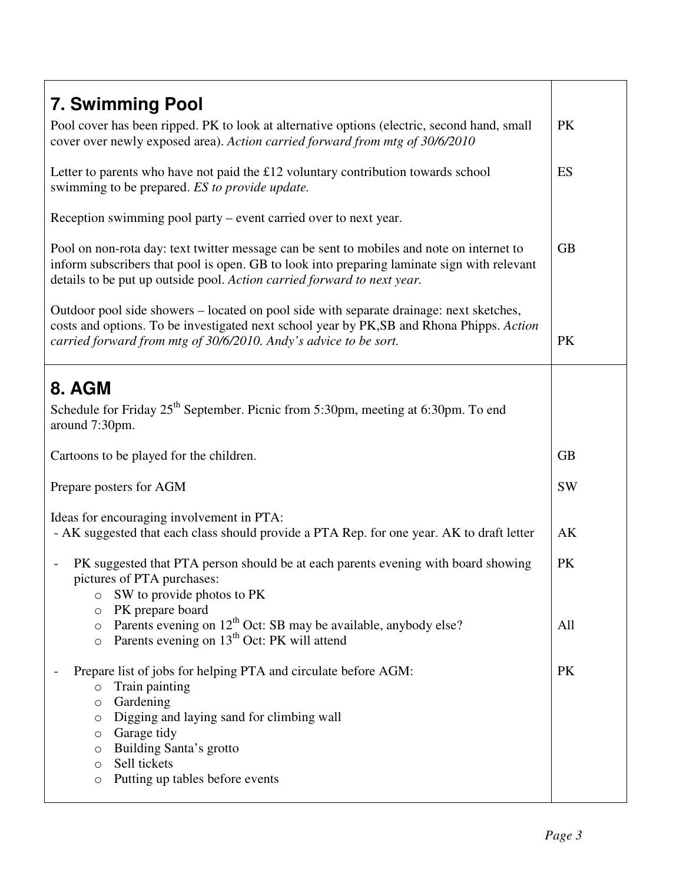| **7. Swimming Pool** | |
|---|---|
| Pool cover has been ripped. PK to look at alternative options (electric, second hand, small cover over newly exposed area). *Action carried forward from mtg of 30/6/2010* | PK |
| Letter to parents who have not paid the £12 voluntary contribution towards school swimming to be prepared. *ES to provide update.* | ES |
| Reception swimming pool party – event carried over to next year. | |
| Pool on non-rota day: text twitter message can be sent to mobiles and note on internet to inform subscribers that pool is open. GB to look into preparing laminate sign with relevant details to be put up outside pool. *Action carried forward to next year.* | GB |
| Outdoor pool side showers – located on pool side with separate drainage: next sketches, costs and options. To be investigated next school year by PK,SB and Rhona Phipps. *Action carried forward from mtg of 30/6/2010. Andy's advice to be sort.* | PK |
| **8. AGM** | |
| Schedule for Friday 25th September. Picnic from 5:30pm, meeting at 6:30pm. To end around 7:30pm. | |
| Cartoons to be played for the children. | GB |
| Prepare posters for AGM | SW |
| Ideas for encouraging involvement in PTA:<br>- AK suggested that each class should provide a PTA Rep. for one year. AK to draft letter | AK |
| - PK suggested that PTA person should be at each parents evening with board showing pictures of PTA purchases:<br>o SW to provide photos to PK<br>o PK prepare board<br>o Parents evening on 12th Oct: SB may be available, anybody else?<br>o Parents evening on 13th Oct: PK will attend | PK<br><br><br><br>All |
| - Prepare list of jobs for helping PTA and circulate before AGM:<br>o Train painting<br>o Gardening<br>o Digging and laying sand for climbing wall<br>o Garage tidy<br>o Building Santa's grotto<br>o Sell tickets<br>o Putting up tables before events | PK |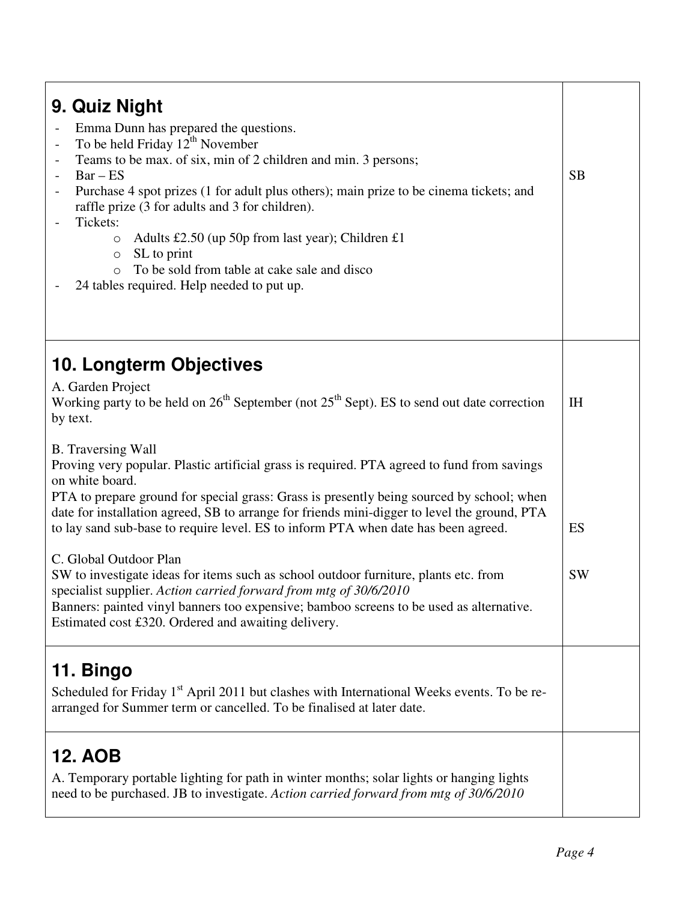## 9. Quiz Night

- Emma Dunn has prepared the questions.
- To be held Friday 12th November
- Teams to be max. of six, min of 2 children and min. 3 persons;
- Bar – ES
- Purchase 4 spot prizes (1 for adult plus others); main prize to be cinema tickets; and raffle prize (3 for adults and 3 for children).
- Tickets:
  - Adults £2.50 (up 50p from last year); Children £1
  - SL to print
  - To be sold from table at cake sale and disco
- 24 tables required. Help needed to put up.

SB

## 10. Longterm Objectives

A. Garden Project
Working party to be held on 26th September (not 25th Sept). ES to send out date correction by text. — IH

B. Traversing Wall
Proving very popular. Plastic artificial grass is required. PTA agreed to fund from savings on white board.
PTA to prepare ground for special grass: Grass is presently being sourced by school; when date for installation agreed, SB to arrange for friends mini-digger to level the ground, PTA to lay sand sub-base to require level. ES to inform PTA when date has been agreed. — ES

C. Global Outdoor Plan
SW to investigate ideas for items such as school outdoor furniture, plants etc. from specialist supplier. *Action carried forward from mtg of 30/6/2010* — SW
Banners: painted vinyl banners too expensive; bamboo screens to be used as alternative. Estimated cost £320. Ordered and awaiting delivery.

## 11. Bingo

Scheduled for Friday 1st April 2011 but clashes with International Weeks events. To be re-arranged for Summer term or cancelled. To be finalised at later date.

## 12. AOB

A. Temporary portable lighting for path in winter months; solar lights or hanging lights need to be purchased. JB to investigate. *Action carried forward from mtg of 30/6/2010*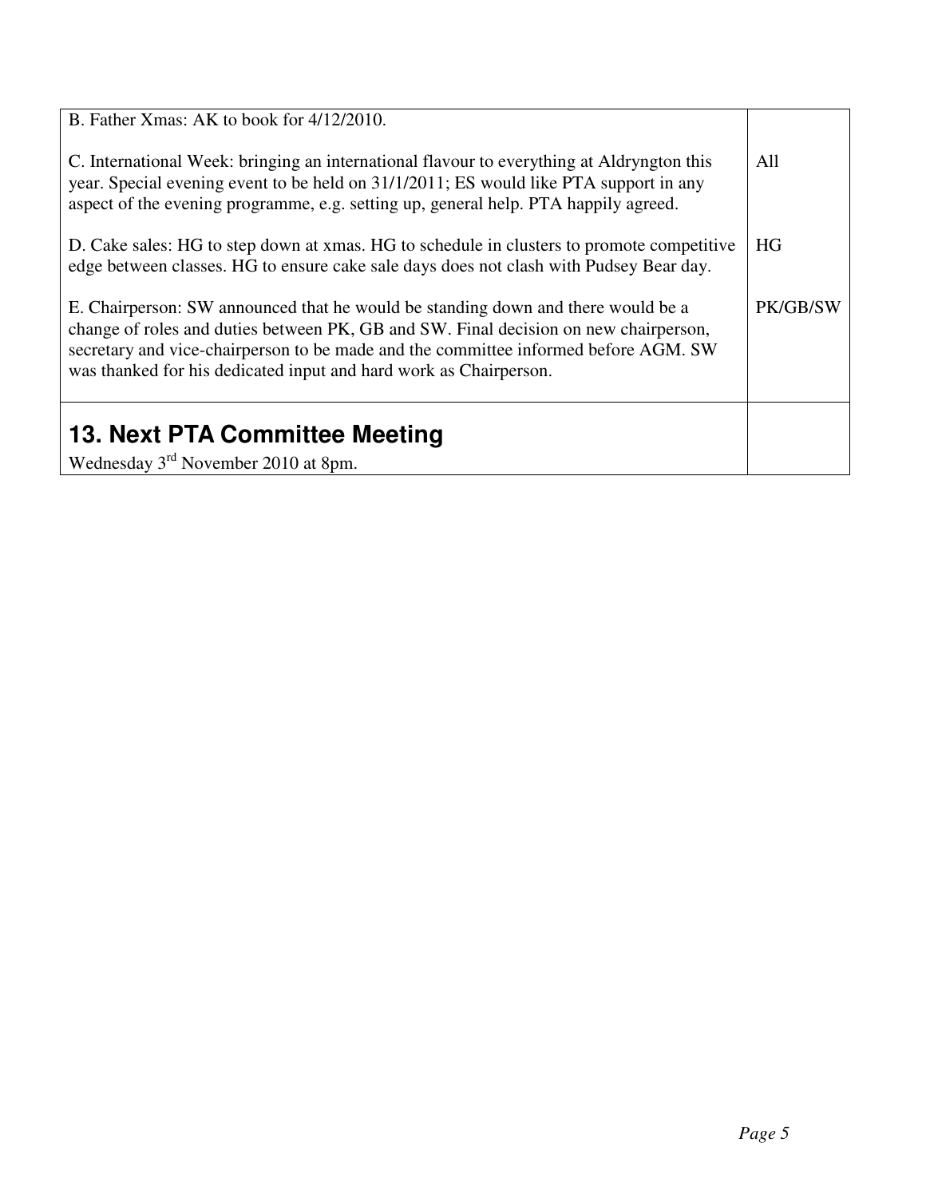| | |
|---|---|
| B. Father Xmas: AK to book for 4/12/2010. | |
| C. International Week: bringing an international flavour to everything at Aldryngton this year. Special evening event to be held on 31/1/2011; ES would like PTA support in any aspect of the evening programme, e.g. setting up, general help. PTA happily agreed. | All |
| D. Cake sales: HG to step down at xmas. HG to schedule in clusters to promote competitive edge between classes. HG to ensure cake sale days does not clash with Pudsey Bear day. | HG |
| E. Chairperson: SW announced that he would be standing down and there would be a change of roles and duties between PK, GB and SW. Final decision on new chairperson, secretary and vice-chairperson to be made and the committee informed before AGM. SW was thanked for his dedicated input and hard work as Chairperson. | PK/GB/SW |

## 13. Next PTA Committee Meeting

Wednesday 3rd November 2010 at 8pm.